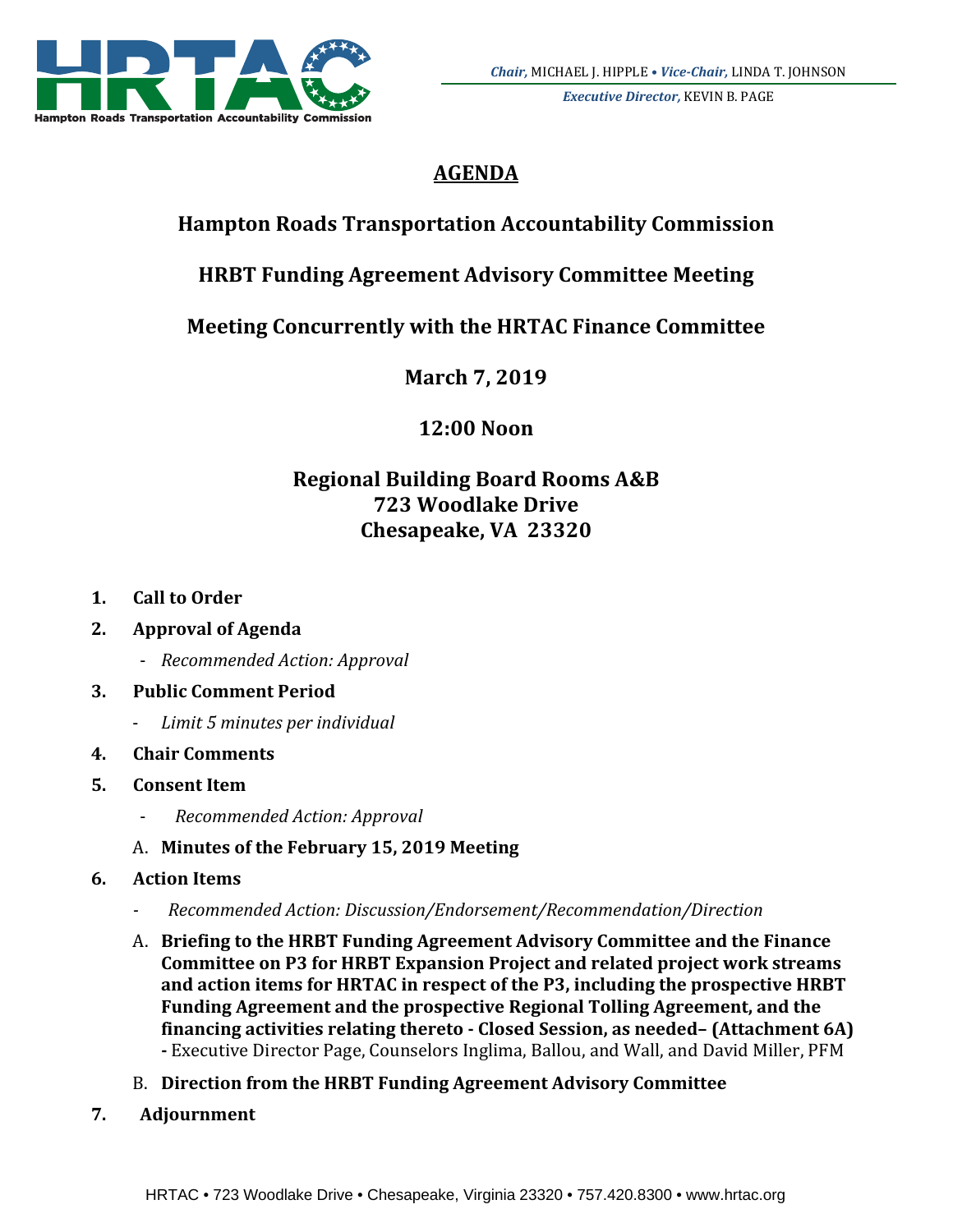Hampton Roads Transportation Accountability Commission

*Chair,* MICHAEL J. HIPPLE • *Vice-Chair,* LINDA T. JOHNSON
*Executive Director,* KEVIN B. PAGE

# AGENDA

## Hampton Roads Transportation Accountability Commission

## HRBT Funding Agreement Advisory Committee Meeting

## Meeting Concurrently with the HRTAC Finance Committee

## March 7, 2019

## 12:00 Noon

## Regional Building Board Rooms A&B
## 723 Woodlake Drive
## Chesapeake, VA 23320

1. **Call to Order**
2. **Approval of Agenda**
   - *Recommended Action: Approval*
3. **Public Comment Period**
   - *Limit 5 minutes per individual*
4. **Chair Comments**
5. **Consent Item**
   - *Recommended Action: Approval*

   A. **Minutes of the February 15, 2019 Meeting**
6. **Action Items**
   - *Recommended Action: Discussion/Endorsement/Recommendation/Direction*

   A. **Briefing to the HRBT Funding Agreement Advisory Committee and the Finance Committee on P3 for HRBT Expansion Project and related project work streams and action items for HRTAC in respect of the P3, including the prospective HRBT Funding Agreement and the prospective Regional Tolling Agreement, and the financing activities relating thereto - Closed Session, as needed– (Attachment 6A) -** Executive Director Page, Counselors Inglima, Ballou, and Wall, and David Miller, PFM

   B. **Direction from the HRBT Funding Agreement Advisory Committee**
7. **Adjournment**

HRTAC • 723 Woodlake Drive • Chesapeake, Virginia 23320 • 757.420.8300 • www.hrtac.org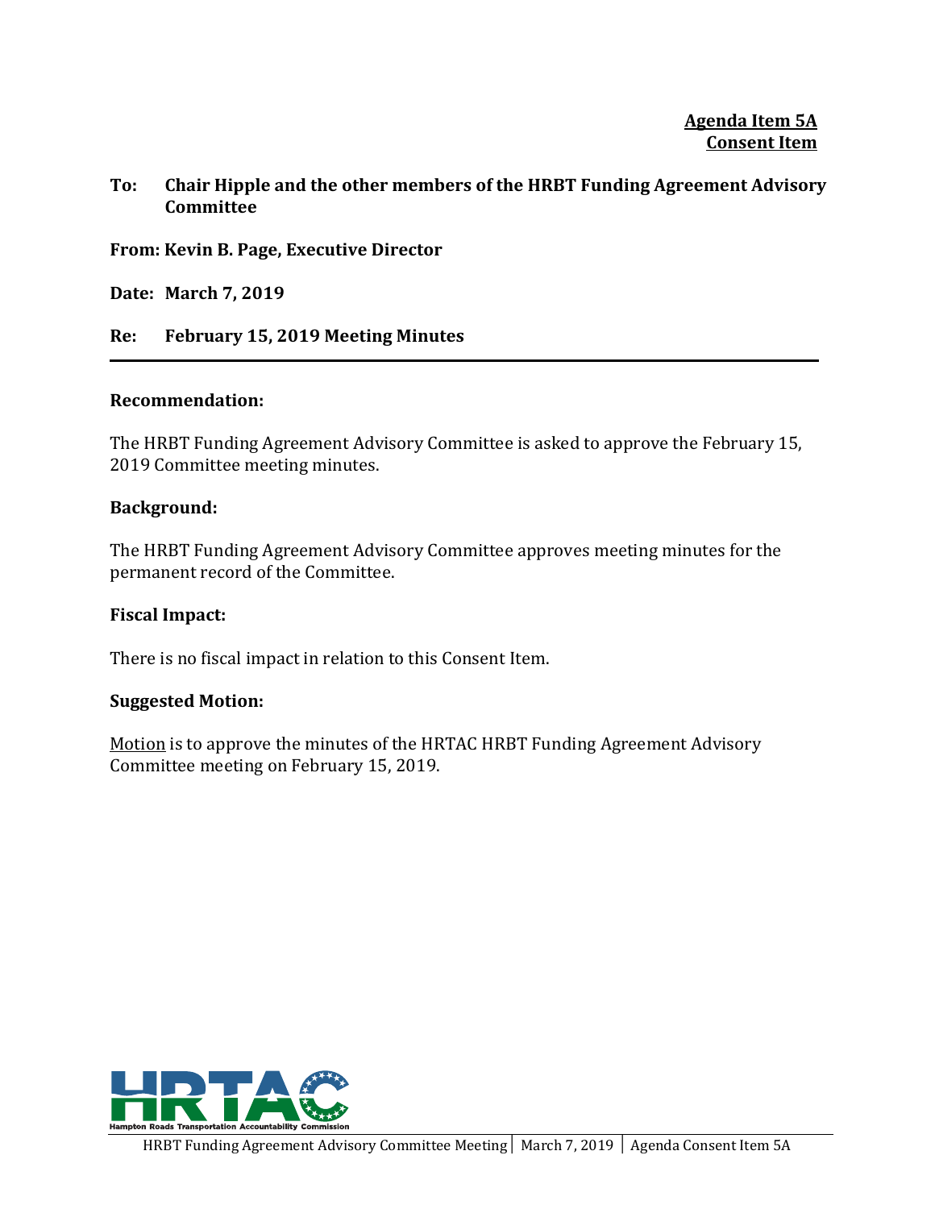**Agenda Item 5A**
**Consent Item**

**To: Chair Hipple and the other members of the HRBT Funding Agreement Advisory Committee**

**From: Kevin B. Page, Executive Director**

**Date: March 7, 2019**

**Re: February 15, 2019 Meeting Minutes**

---

**Recommendation:**

The HRBT Funding Agreement Advisory Committee is asked to approve the February 15, 2019 Committee meeting minutes.

**Background:**

The HRBT Funding Agreement Advisory Committee approves meeting minutes for the permanent record of the Committee.

**Fiscal Impact:**

There is no fiscal impact in relation to this Consent Item.

**Suggested Motion:**

Motion is to approve the minutes of the HRTAC HRBT Funding Agreement Advisory Committee meeting on February 15, 2019.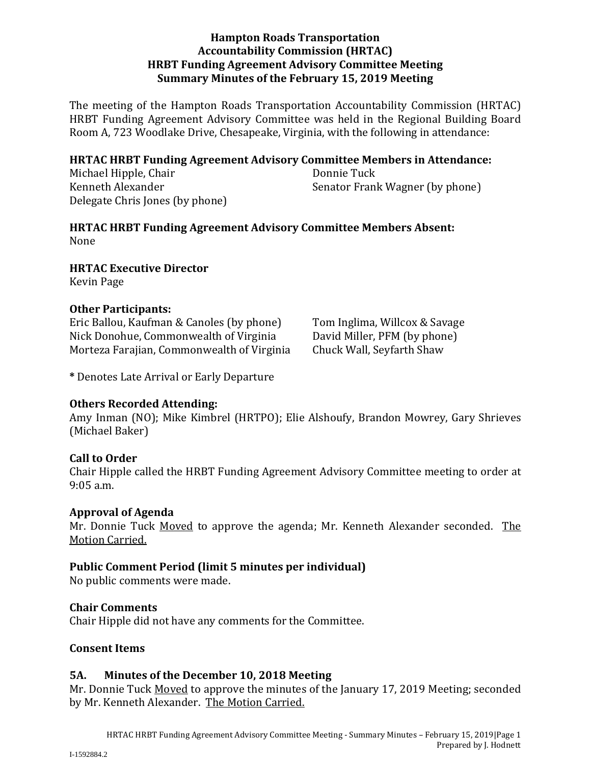# Hampton Roads Transportation Accountability Commission (HRTAC) HRBT Funding Agreement Advisory Committee Meeting Summary Minutes of the February 15, 2019 Meeting

The meeting of the Hampton Roads Transportation Accountability Commission (HRTAC) HRBT Funding Agreement Advisory Committee was held in the Regional Building Board Room A, 723 Woodlake Drive, Chesapeake, Virginia, with the following in attendance:

**HRTAC HRBT Funding Agreement Advisory Committee Members in Attendance:**

Michael Hipple, Chair
Kenneth Alexander
Delegate Chris Jones (by phone)
Donnie Tuck
Senator Frank Wagner (by phone)

**HRTAC HRBT Funding Agreement Advisory Committee Members Absent:**

None

**HRTAC Executive Director**

Kevin Page

**Other Participants:**

Eric Ballou, Kaufman & Canoles (by phone)
Nick Donohue, Commonwealth of Virginia
Morteza Farajian, Commonwealth of Virginia
Tom Inglima, Willcox & Savage
David Miller, PFM (by phone)
Chuck Wall, Seyfarth Shaw

**\*** Denotes Late Arrival or Early Departure

**Others Recorded Attending:**

Amy Inman (NO); Mike Kimbrel (HRTPO); Elie Alshoufy, Brandon Mowrey, Gary Shrieves (Michael Baker)

**Call to Order**

Chair Hipple called the HRBT Funding Agreement Advisory Committee meeting to order at 9:05 a.m.

**Approval of Agenda**

Mr. Donnie Tuck Moved to approve the agenda; Mr. Kenneth Alexander seconded. The Motion Carried.

**Public Comment Period (limit 5 minutes per individual)**

No public comments were made.

**Chair Comments**

Chair Hipple did not have any comments for the Committee.

**Consent Items**

**5A. Minutes of the December 10, 2018 Meeting**

Mr. Donnie Tuck Moved to approve the minutes of the January 17, 2019 Meeting; seconded by Mr. Kenneth Alexander. The Motion Carried.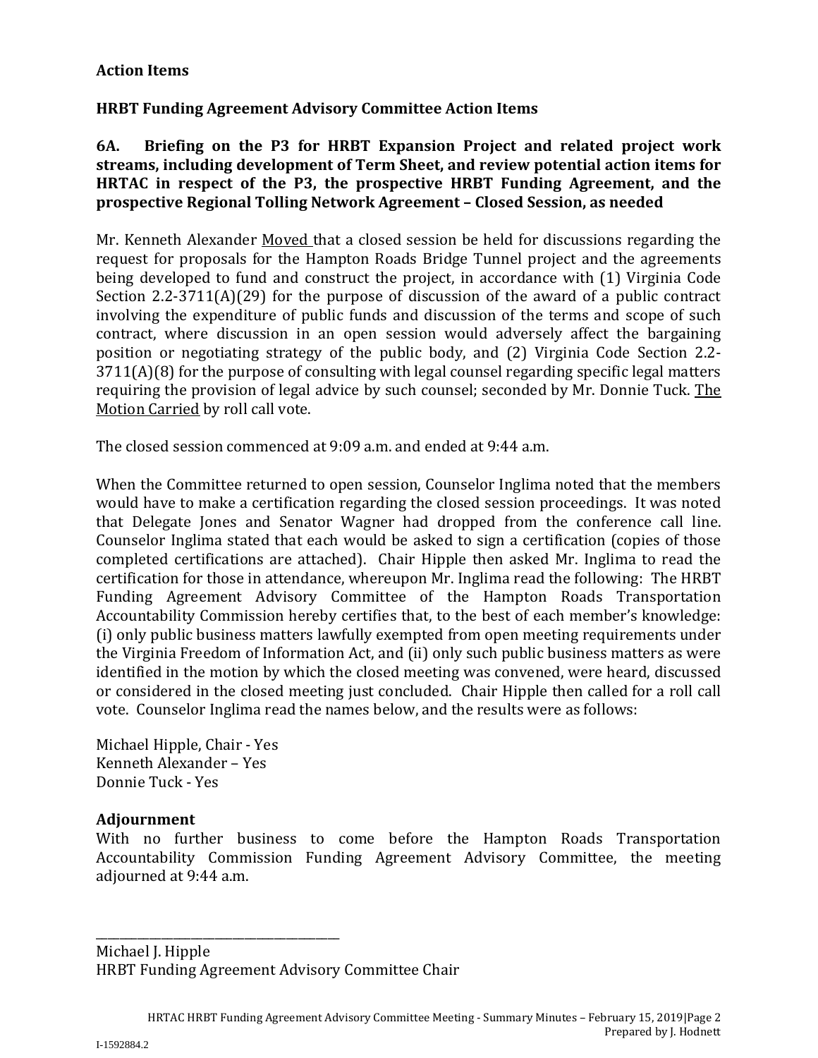**Action Items**

**HRBT Funding Agreement Advisory Committee Action Items**

**6A. Briefing on the P3 for HRBT Expansion Project and related project work streams, including development of Term Sheet, and review potential action items for HRTAC in respect of the P3, the prospective HRBT Funding Agreement, and the prospective Regional Tolling Network Agreement – Closed Session, as needed**

Mr. Kenneth Alexander Moved that a closed session be held for discussions regarding the request for proposals for the Hampton Roads Bridge Tunnel project and the agreements being developed to fund and construct the project, in accordance with (1) Virginia Code Section 2.2-3711(A)(29) for the purpose of discussion of the award of a public contract involving the expenditure of public funds and discussion of the terms and scope of such contract, where discussion in an open session would adversely affect the bargaining position or negotiating strategy of the public body, and (2) Virginia Code Section 2.2-3711(A)(8) for the purpose of consulting with legal counsel regarding specific legal matters requiring the provision of legal advice by such counsel; seconded by Mr. Donnie Tuck. The Motion Carried by roll call vote.

The closed session commenced at 9:09 a.m. and ended at 9:44 a.m.

When the Committee returned to open session, Counselor Inglima noted that the members would have to make a certification regarding the closed session proceedings. It was noted that Delegate Jones and Senator Wagner had dropped from the conference call line. Counselor Inglima stated that each would be asked to sign a certification (copies of those completed certifications are attached). Chair Hipple then asked Mr. Inglima to read the certification for those in attendance, whereupon Mr. Inglima read the following: The HRBT Funding Agreement Advisory Committee of the Hampton Roads Transportation Accountability Commission hereby certifies that, to the best of each member's knowledge: (i) only public business matters lawfully exempted from open meeting requirements under the Virginia Freedom of Information Act, and (ii) only such public business matters as were identified in the motion by which the closed meeting was convened, were heard, discussed or considered in the closed meeting just concluded. Chair Hipple then called for a roll call vote. Counselor Inglima read the names below, and the results were as follows:

Michael Hipple, Chair - Yes
Kenneth Alexander – Yes
Donnie Tuck - Yes

**Adjournment**

With no further business to come before the Hampton Roads Transportation Accountability Commission Funding Agreement Advisory Committee, the meeting adjourned at 9:44 a.m.

\_\_\_\_\_\_\_\_\_\_\_\_\_\_\_\_\_\_\_\_\_\_\_\_\_\_\_\_\_\_\_\_\_\_\_\_

Michael J. Hipple
HRBT Funding Agreement Advisory Committee Chair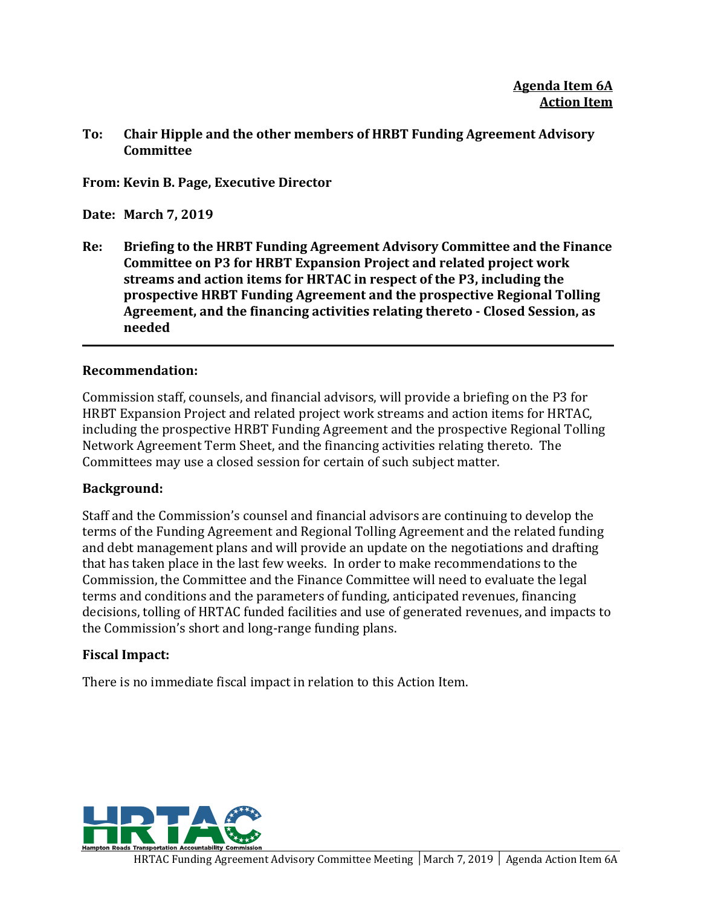**Agenda Item 6A**
**Action Item**

**To:** **Chair Hipple and the other members of HRBT Funding Agreement Advisory Committee**

**From: Kevin B. Page, Executive Director**

**Date: March 7, 2019**

**Re:** **Briefing to the HRBT Funding Agreement Advisory Committee and the Finance Committee on P3 for HRBT Expansion Project and related project work streams and action items for HRTAC in respect of the P3, including the prospective HRBT Funding Agreement and the prospective Regional Tolling Agreement, and the financing activities relating thereto - Closed Session, as needed**

---

**Recommendation:**

Commission staff, counsels, and financial advisors, will provide a briefing on the P3 for HRBT Expansion Project and related project work streams and action items for HRTAC, including the prospective HRBT Funding Agreement and the prospective Regional Tolling Network Agreement Term Sheet, and the financing activities relating thereto. The Committees may use a closed session for certain of such subject matter.

**Background:**

Staff and the Commission's counsel and financial advisors are continuing to develop the terms of the Funding Agreement and Regional Tolling Agreement and the related funding and debt management plans and will provide an update on the negotiations and drafting that has taken place in the last few weeks. In order to make recommendations to the Commission, the Committee and the Finance Committee will need to evaluate the legal terms and conditions and the parameters of funding, anticipated revenues, financing decisions, tolling of HRTAC funded facilities and use of generated revenues, and impacts to the Commission's short and long-range funding plans.

**Fiscal Impact:**

There is no immediate fiscal impact in relation to this Action Item.